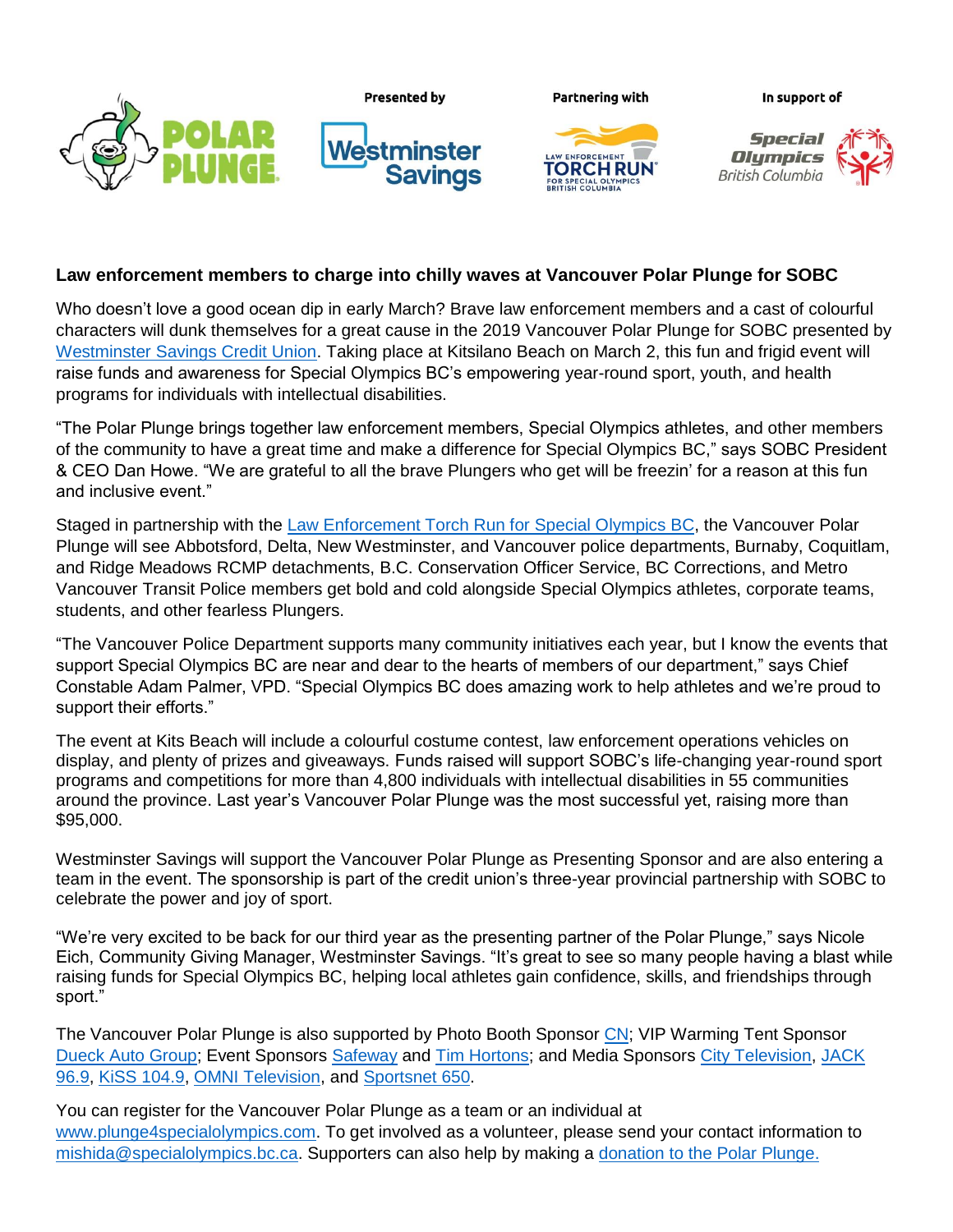Presented by

Partnering with

In support of

**Law enforcement members to charge into chilly waves at Vancouver Polar Plunge for SOBC**

Who doesn't love a good ocean dip in early March? Brave law enforcement members and a cast of colourful characters will dunk themselves for a great cause in the 2019 Vancouver Polar Plunge for SOBC presented by Westminster Savings Credit Union. Taking place at Kitsilano Beach on March 2, this fun and frigid event will raise funds and awareness for Special Olympics BC's empowering year-round sport, youth, and health programs for individuals with intellectual disabilities.

"The Polar Plunge brings together law enforcement members, Special Olympics athletes, and other members of the community to have a great time and make a difference for Special Olympics BC," says SOBC President & CEO Dan Howe. "We are grateful to all the brave Plungers who get will be freezin' for a reason at this fun and inclusive event."

Staged in partnership with the Law Enforcement Torch Run for Special Olympics BC, the Vancouver Polar Plunge will see Abbotsford, Delta, New Westminster, and Vancouver police departments, Burnaby, Coquitlam, and Ridge Meadows RCMP detachments, B.C. Conservation Officer Service, BC Corrections, and Metro Vancouver Transit Police members get bold and cold alongside Special Olympics athletes, corporate teams, students, and other fearless Plungers.

"The Vancouver Police Department supports many community initiatives each year, but I know the events that support Special Olympics BC are near and dear to the hearts of members of our department," says Chief Constable Adam Palmer, VPD. "Special Olympics BC does amazing work to help athletes and we're proud to support their efforts."

The event at Kits Beach will include a colourful costume contest, law enforcement operations vehicles on display, and plenty of prizes and giveaways. Funds raised will support SOBC's life-changing year-round sport programs and competitions for more than 4,800 individuals with intellectual disabilities in 55 communities around the province. Last year's Vancouver Polar Plunge was the most successful yet, raising more than $95,000.

Westminster Savings will support the Vancouver Polar Plunge as Presenting Sponsor and are also entering a team in the event. The sponsorship is part of the credit union's three-year provincial partnership with SOBC to celebrate the power and joy of sport.

"We're very excited to be back for our third year as the presenting partner of the Polar Plunge," says Nicole Eich, Community Giving Manager, Westminster Savings. "It's great to see so many people having a blast while raising funds for Special Olympics BC, helping local athletes gain confidence, skills, and friendships through sport."

The Vancouver Polar Plunge is also supported by Photo Booth Sponsor CN; VIP Warming Tent Sponsor Dueck Auto Group; Event Sponsors Safeway and Tim Hortons; and Media Sponsors City Television, JACK 96.9, KiSS 104.9, OMNI Television, and Sportsnet 650.

You can register for the Vancouver Polar Plunge as a team or an individual at www.plunge4specialolympics.com. To get involved as a volunteer, please send your contact information to mishida@specialolympics.bc.ca. Supporters can also help by making a donation to the Polar Plunge.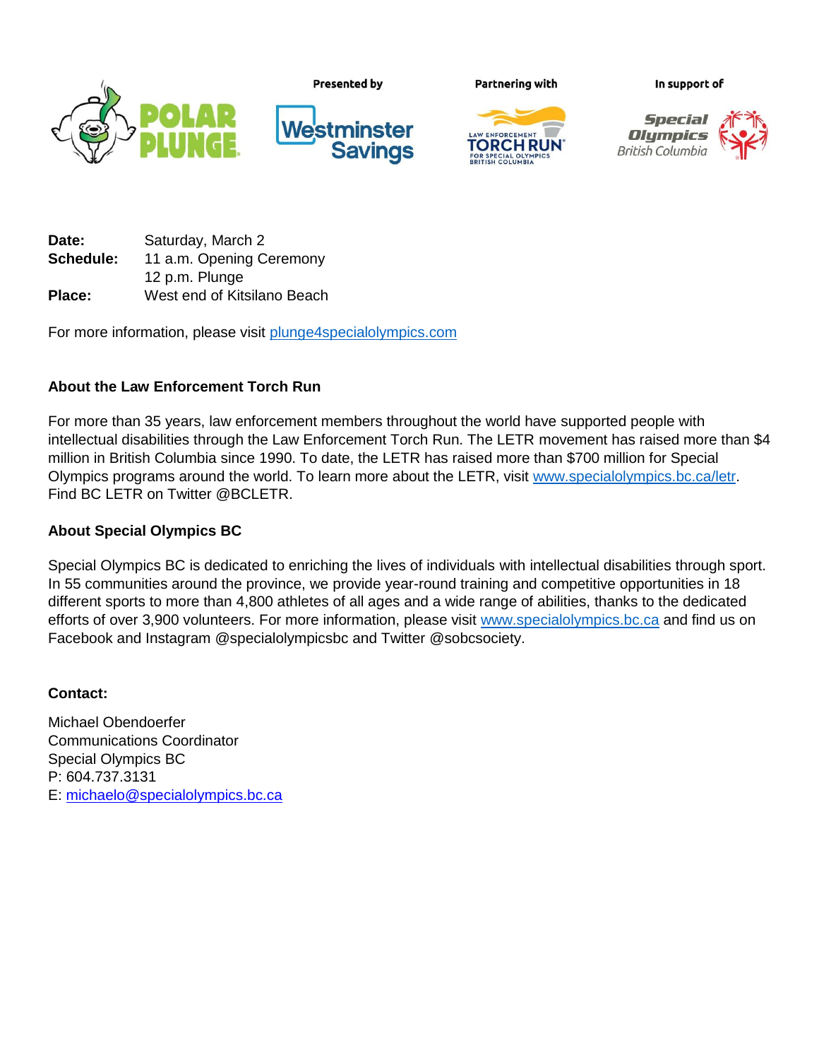Presented by

Partnering with

In support of

**Date:** Saturday, March 2
**Schedule:** 11 a.m. Opening Ceremony
12 p.m. Plunge
**Place:** West end of Kitsilano Beach

For more information, please visit plunge4specialolympics.com

**About the Law Enforcement Torch Run**

For more than 35 years, law enforcement members throughout the world have supported people with intellectual disabilities through the Law Enforcement Torch Run. The LETR movement has raised more than $4 million in British Columbia since 1990. To date, the LETR has raised more than $700 million for Special Olympics programs around the world. To learn more about the LETR, visit www.specialolympics.bc.ca/letr. Find BC LETR on Twitter @BCLETR.

**About Special Olympics BC**

Special Olympics BC is dedicated to enriching the lives of individuals with intellectual disabilities through sport. In 55 communities around the province, we provide year-round training and competitive opportunities in 18 different sports to more than 4,800 athletes of all ages and a wide range of abilities, thanks to the dedicated efforts of over 3,900 volunteers. For more information, please visit www.specialolympics.bc.ca and find us on Facebook and Instagram @specialolympicsbc and Twitter @sobcsociety.

**Contact:**

Michael Obendoerfer
Communications Coordinator
Special Olympics BC
P: 604.737.3131
E: michaelo@specialolympics.bc.ca